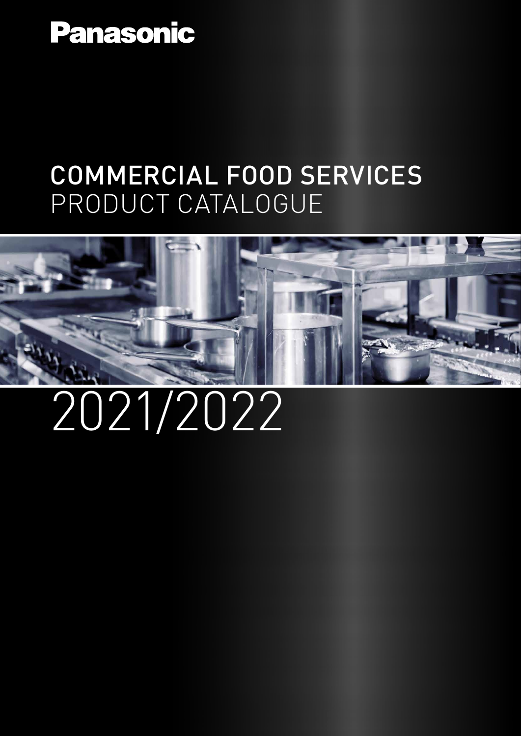Panasonic

# COMMERCIAL FOOD SERVICES
## PRODUCT CATALOGUE

2021/2022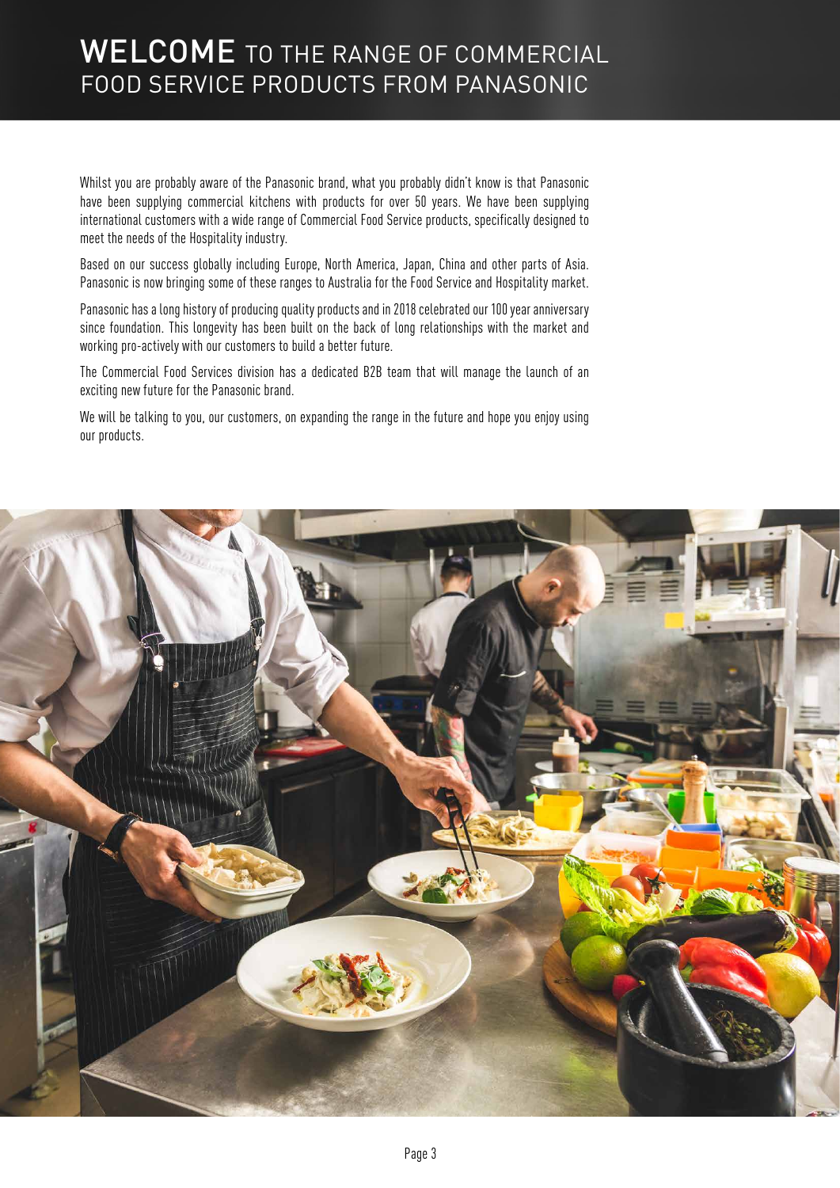# WELCOME TO THE RANGE OF COMMERCIAL FOOD SERVICE PRODUCTS FROM PANASONIC

Whilst you are probably aware of the Panasonic brand, what you probably didn't know is that Panasonic have been supplying commercial kitchens with products for over 50 years. We have been supplying international customers with a wide range of Commercial Food Service products, specifically designed to meet the needs of the Hospitality industry.

Based on our success globally including Europe, North America, Japan, China and other parts of Asia. Panasonic is now bringing some of these ranges to Australia for the Food Service and Hospitality market.

Panasonic has a long history of producing quality products and in 2018 celebrated our 100 year anniversary since foundation. This longevity has been built on the back of long relationships with the market and working pro-actively with our customers to build a better future.

The Commercial Food Services division has a dedicated B2B team that will manage the launch of an exciting new future for the Panasonic brand.

We will be talking to you, our customers, on expanding the range in the future and hope you enjoy using our products.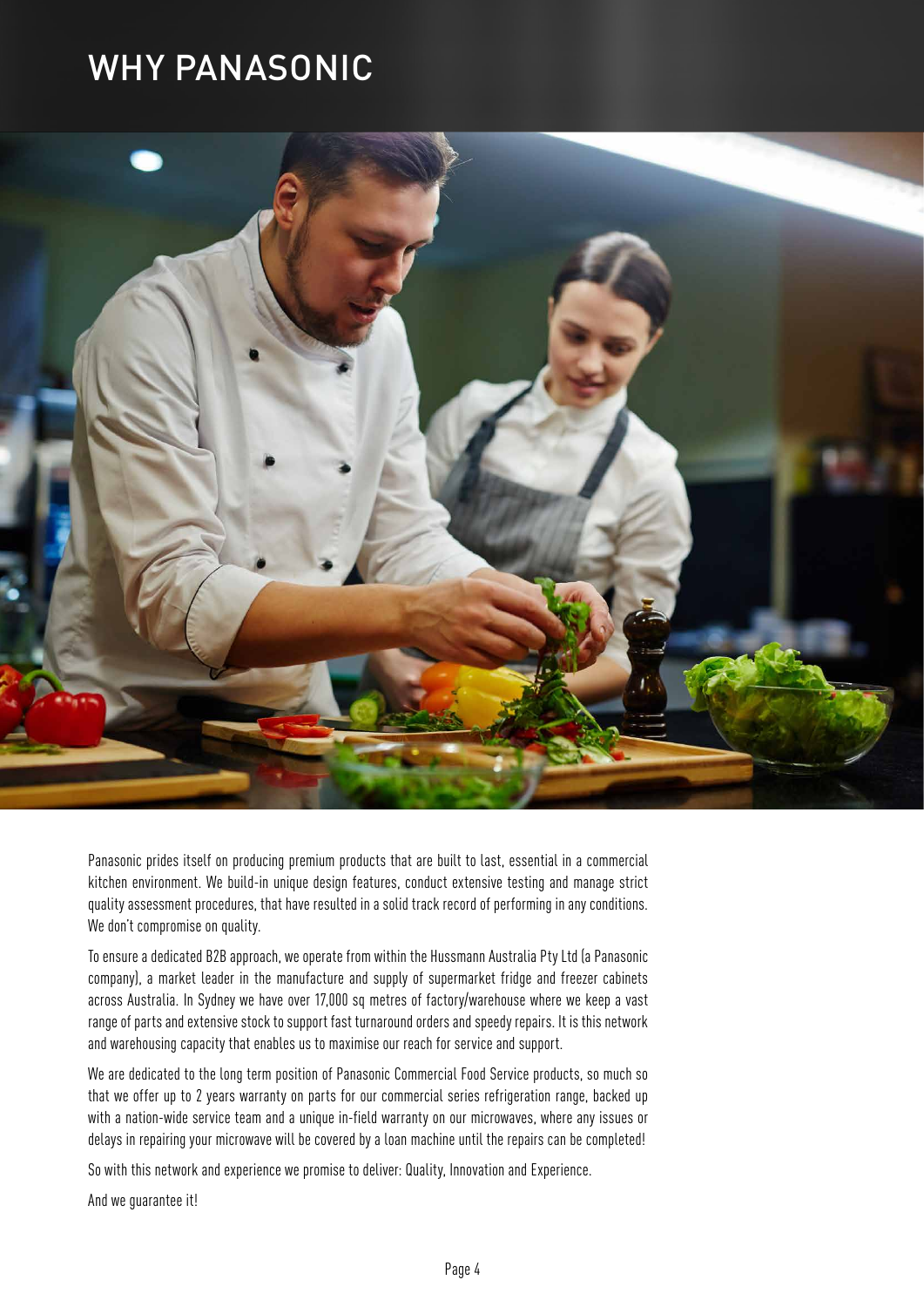# WHY PANASONIC

Panasonic prides itself on producing premium products that are built to last, essential in a commercial kitchen environment. We build-in unique design features, conduct extensive testing and manage strict quality assessment procedures, that have resulted in a solid track record of performing in any conditions. We don't compromise on quality.

To ensure a dedicated B2B approach, we operate from within the Hussmann Australia Pty Ltd (a Panasonic company), a market leader in the manufacture and supply of supermarket fridge and freezer cabinets across Australia. In Sydney we have over 17,000 sq metres of factory/warehouse where we keep a vast range of parts and extensive stock to support fast turnaround orders and speedy repairs. It is this network and warehousing capacity that enables us to maximise our reach for service and support.

We are dedicated to the long term position of Panasonic Commercial Food Service products, so much so that we offer up to 2 years warranty on parts for our commercial series refrigeration range, backed up with a nation-wide service team and a unique in-field warranty on our microwaves, where any issues or delays in repairing your microwave will be covered by a loan machine until the repairs can be completed!

So with this network and experience we promise to deliver: Quality, Innovation and Experience.

And we guarantee it!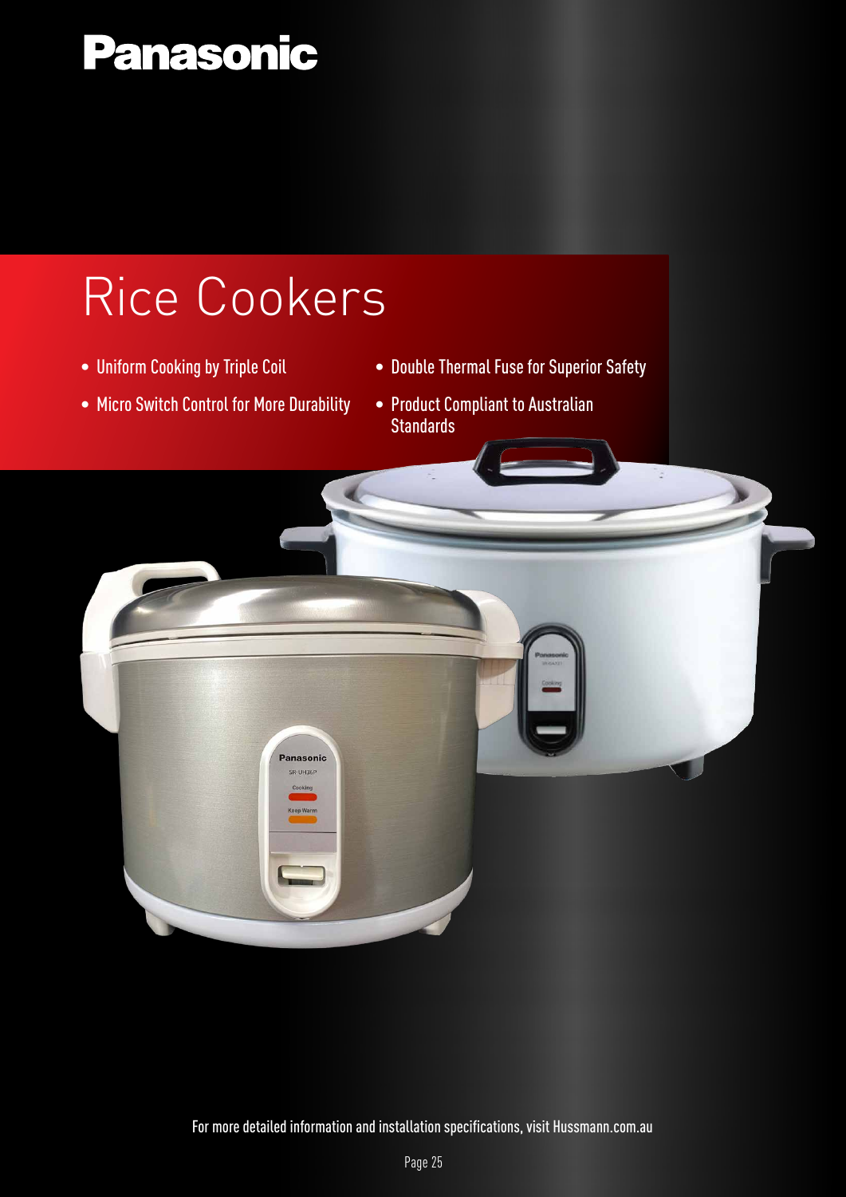# Panasonic

## Rice Cookers

- Uniform Cooking by Triple Coil
- Micro Switch Control for More Durability
- Double Thermal Fuse for Superior Safety
- Product Compliant to Australian Standards

For more detailed information and installation specifications, visit Hussmann.com.au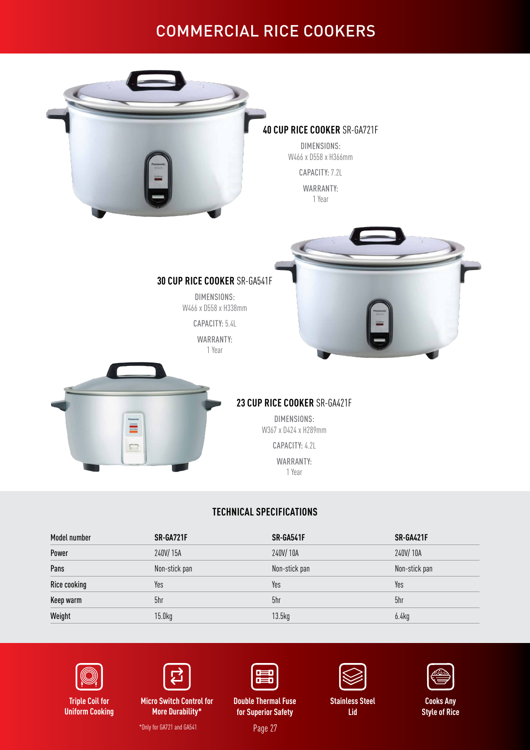# COMMERCIAL RICE COOKERS

### **40 CUP RICE COOKER** SR-GA721F

DIMENSIONS:
W466 x D558 x H366mm

CAPACITY: 7.2L

WARRANTY:
1 Year

### **30 CUP RICE COOKER** SR-GA541F

DIMENSIONS:
W466 x D558 x H338mm

CAPACITY: 5.4L

WARRANTY:
1 Year

### **23 CUP RICE COOKER** SR-GA421F

DIMENSIONS:
W367 x D424 x H289mm

CAPACITY: 4.2L

WARRANTY:
1 Year

## TECHNICAL SPECIFICATIONS

| Model number | SR-GA721F | SR-GA541F | SR-GA421F |
|---|---|---|---|
| Power | 240V/ 15A | 240V/ 10A | 240V/ 10A |
| Pans | Non-stick pan | Non-stick pan | Non-stick pan |
| Rice cooking | Yes | Yes | Yes |
| Keep warm | 5hr | 5hr | 5hr |
| Weight | 15.0kg | 13.5kg | 6.4kg |

- **Triple Coil for Uniform Cooking**
- **Micro Switch Control for More Durability***
- **Double Thermal Fuse for Superior Safety**
- **Stainless Steel Lid**
- **Cooks Any Style of Rice**

*Only for GA721 and GA541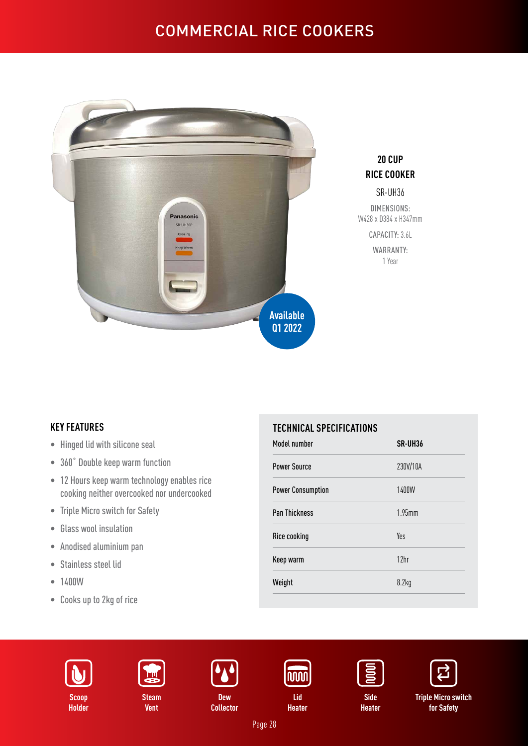# COMMERCIAL RICE COOKERS

## 20 CUP RICE COOKER

SR-UH36

DIMENSIONS:
W428 x D384 x H347mm

CAPACITY: 3.6L

WARRANTY:
1 Year

Available Q1 2022

### KEY FEATURES

- Hinged lid with silicone seal
- 360˚ Double keep warm function
- 12 Hours keep warm technology enables rice cooking neither overcooked nor undercooked
- Triple Micro switch for Safety
- Glass wool insulation
- Anodised aluminium pan
- Stainless steel lid
- 1400W
- Cooks up to 2kg of rice

### TECHNICAL SPECIFICATIONS

| Model number | SR-UH36 |
|---|---|
| Power Source | 230V/10A |
| Power Consumption | 1400W |
| Pan Thickness | 1.95mm |
| Rice cooking | Yes |
| Keep warm | 12hr |
| Weight | 8.2kg |

Scoop Holder | Steam Vent | Dew Collector | Lid Heater | Side Heater | Triple Micro switch for Safety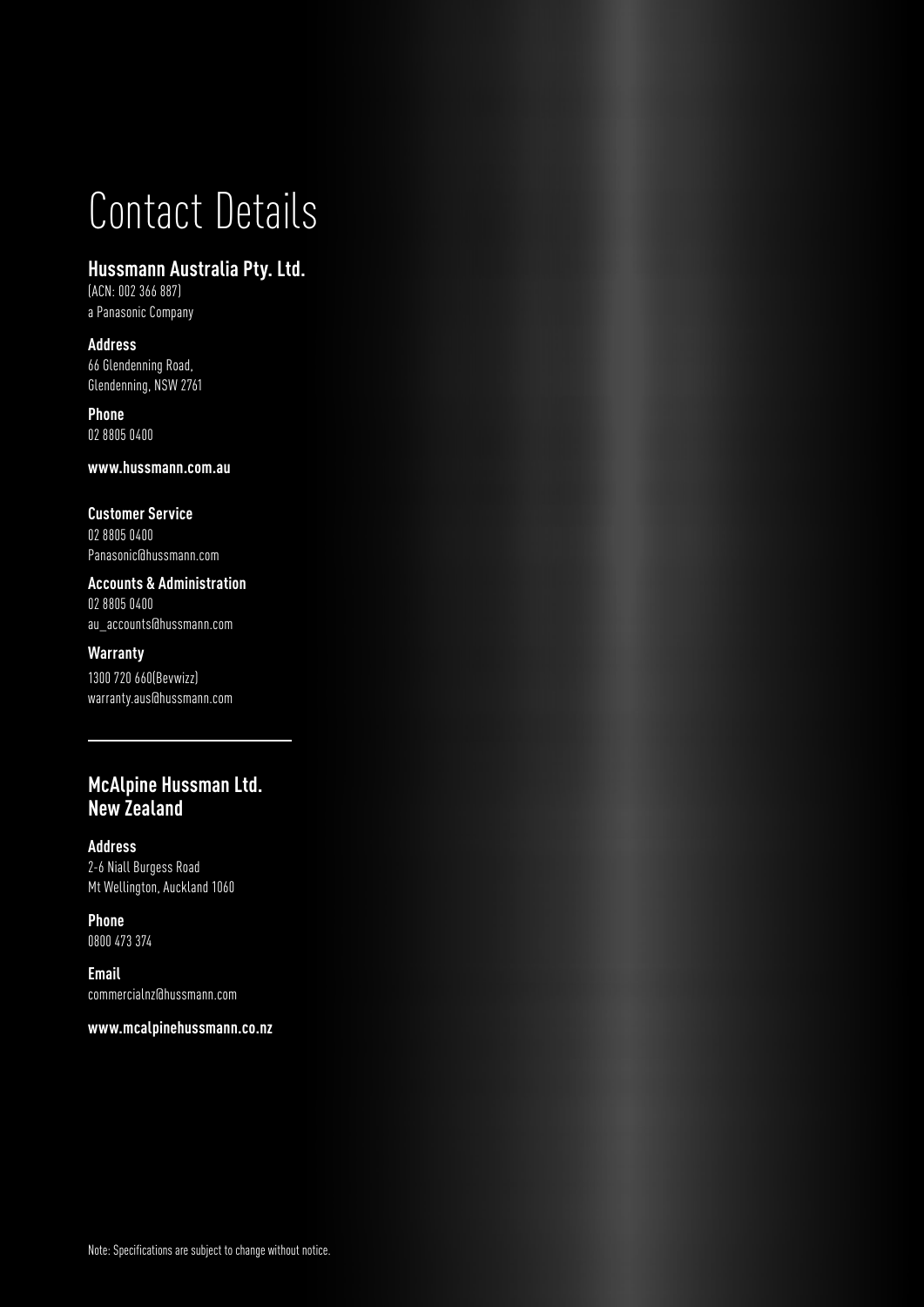# Contact Details

## Hussmann Australia Pty. Ltd.

(ACN: 002 366 887)
a Panasonic Company

**Address**
66 Glendenning Road,
Glendenning, NSW 2761

**Phone**
02 8805 0400

**www.hussmann.com.au**

**Customer Service**
02 8805 0400
Panasonic@hussmann.com

**Accounts & Administration**
02 8805 0400
au_accounts@hussmann.com

**Warranty**
1300 720 660(Bevwizz)
warranty.aus@hussmann.com

---

## McAlpine Hussman Ltd. New Zealand

**Address**
2-6 Niall Burgess Road
Mt Wellington, Auckland 1060

**Phone**
0800 473 374

**Email**
commercialnz@hussmann.com

**www.mcalpinehussmann.co.nz**

Note: Specifications are subject to change without notice.